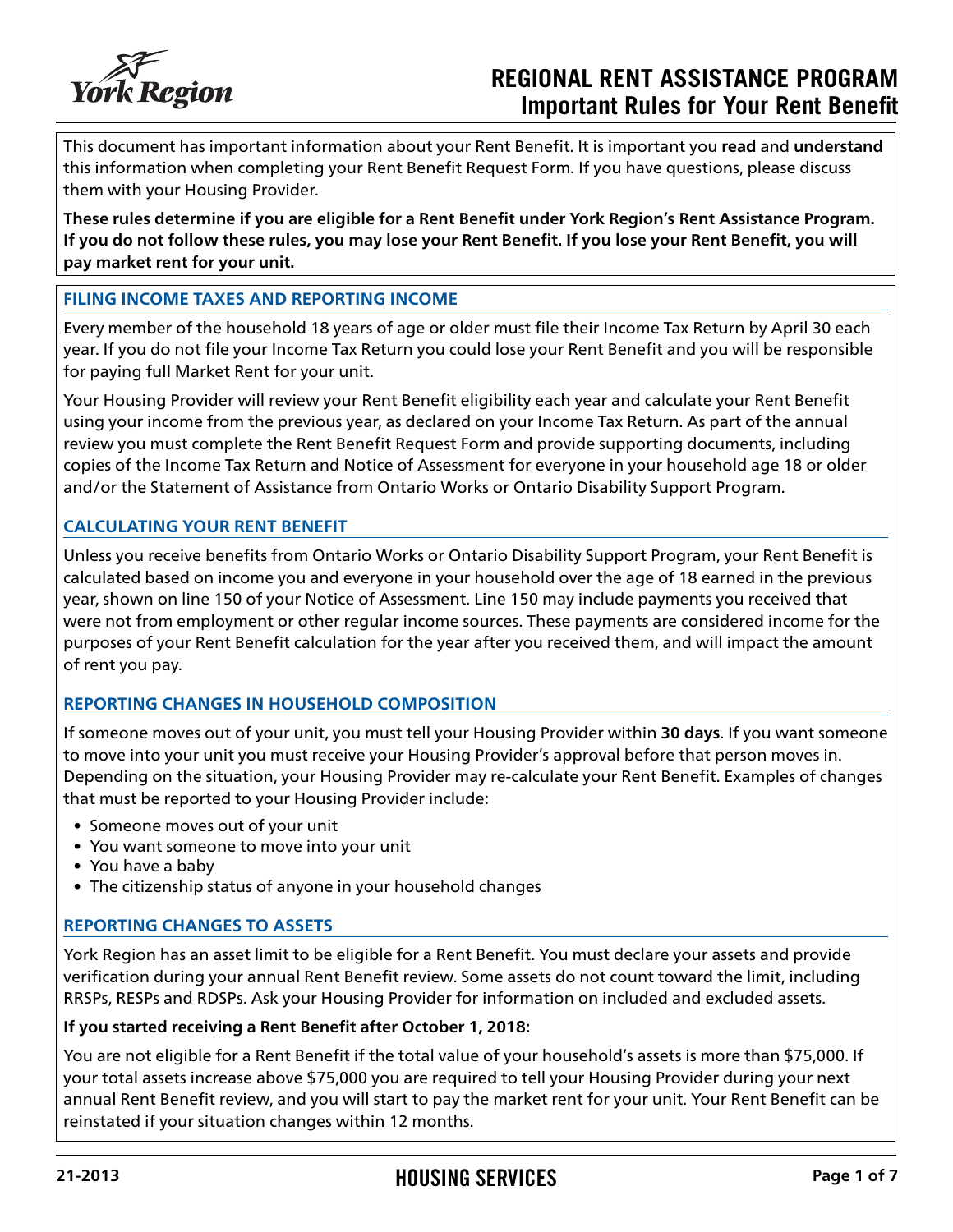# REGIONAL RENT ASSISTANCE PROGRAM
## Important Rules for Your Rent Benefit

This document has important information about your Rent Benefit. It is important you **read** and **understand** this information when completing your Rent Benefit Request Form. If you have questions, please discuss them with your Housing Provider.

**These rules determine if you are eligible for a Rent Benefit under York Region's Rent Assistance Program. If you do not follow these rules, you may lose your Rent Benefit. If you lose your Rent Benefit, you will pay market rent for your unit.**

### FILING INCOME TAXES AND REPORTING INCOME

Every member of the household 18 years of age or older must file their Income Tax Return by April 30 each year. If you do not file your Income Tax Return you could lose your Rent Benefit and you will be responsible for paying full Market Rent for your unit.

Your Housing Provider will review your Rent Benefit eligibility each year and calculate your Rent Benefit using your income from the previous year, as declared on your Income Tax Return. As part of the annual review you must complete the Rent Benefit Request Form and provide supporting documents, including copies of the Income Tax Return and Notice of Assessment for everyone in your household age 18 or older and/or the Statement of Assistance from Ontario Works or Ontario Disability Support Program.

### CALCULATING YOUR RENT BENEFIT

Unless you receive benefits from Ontario Works or Ontario Disability Support Program, your Rent Benefit is calculated based on income you and everyone in your household over the age of 18 earned in the previous year, shown on line 150 of your Notice of Assessment. Line 150 may include payments you received that were not from employment or other regular income sources. These payments are considered income for the purposes of your Rent Benefit calculation for the year after you received them, and will impact the amount of rent you pay.

### REPORTING CHANGES IN HOUSEHOLD COMPOSITION

If someone moves out of your unit, you must tell your Housing Provider within **30 days**. If you want someone to move into your unit you must receive your Housing Provider's approval before that person moves in. Depending on the situation, your Housing Provider may re-calculate your Rent Benefit. Examples of changes that must be reported to your Housing Provider include:

- Someone moves out of your unit
- You want someone to move into your unit
- You have a baby
- The citizenship status of anyone in your household changes

### REPORTING CHANGES TO ASSETS

York Region has an asset limit to be eligible for a Rent Benefit. You must declare your assets and provide verification during your annual Rent Benefit review. Some assets do not count toward the limit, including RRSPs, RESPs and RDSPs. Ask your Housing Provider for information on included and excluded assets.

**If you started receiving a Rent Benefit after October 1, 2018:**

You are not eligible for a Rent Benefit if the total value of your household's assets is more than $75,000. If your total assets increase above $75,000 you are required to tell your Housing Provider during your next annual Rent Benefit review, and you will start to pay the market rent for your unit. Your Rent Benefit can be reinstated if your situation changes within 12 months.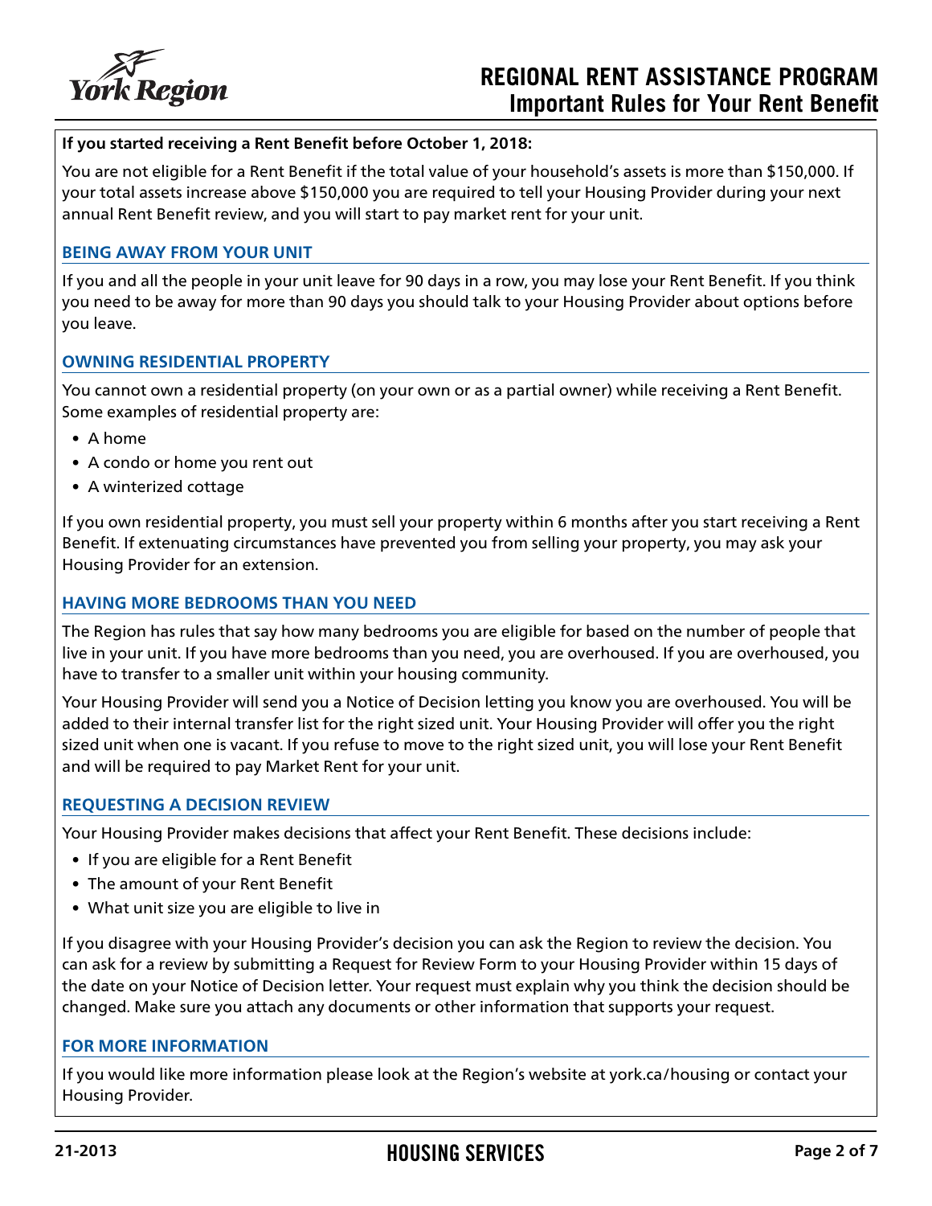**If you started receiving a Rent Benefit before October 1, 2018:**

You are not eligible for a Rent Benefit if the total value of your household's assets is more than $150,000. If your total assets increase above $150,000 you are required to tell your Housing Provider during your next annual Rent Benefit review, and you will start to pay market rent for your unit.

## BEING AWAY FROM YOUR UNIT

If you and all the people in your unit leave for 90 days in a row, you may lose your Rent Benefit. If you think you need to be away for more than 90 days you should talk to your Housing Provider about options before you leave.

## OWNING RESIDENTIAL PROPERTY

You cannot own a residential property (on your own or as a partial owner) while receiving a Rent Benefit. Some examples of residential property are:

- A home
- A condo or home you rent out
- A winterized cottage

If you own residential property, you must sell your property within 6 months after you start receiving a Rent Benefit. If extenuating circumstances have prevented you from selling your property, you may ask your Housing Provider for an extension.

## HAVING MORE BEDROOMS THAN YOU NEED

The Region has rules that say how many bedrooms you are eligible for based on the number of people that live in your unit. If you have more bedrooms than you need, you are overhoused. If you are overhoused, you have to transfer to a smaller unit within your housing community.

Your Housing Provider will send you a Notice of Decision letting you know you are overhoused. You will be added to their internal transfer list for the right sized unit. Your Housing Provider will offer you the right sized unit when one is vacant. If you refuse to move to the right sized unit, you will lose your Rent Benefit and will be required to pay Market Rent for your unit.

## REQUESTING A DECISION REVIEW

Your Housing Provider makes decisions that affect your Rent Benefit. These decisions include:

- If you are eligible for a Rent Benefit
- The amount of your Rent Benefit
- What unit size you are eligible to live in

If you disagree with your Housing Provider's decision you can ask the Region to review the decision. You can ask for a review by submitting a Request for Review Form to your Housing Provider within 15 days of the date on your Notice of Decision letter. Your request must explain why you think the decision should be changed. Make sure you attach any documents or other information that supports your request.

## FOR MORE INFORMATION

If you would like more information please look at the Region's website at york.ca/housing or contact your Housing Provider.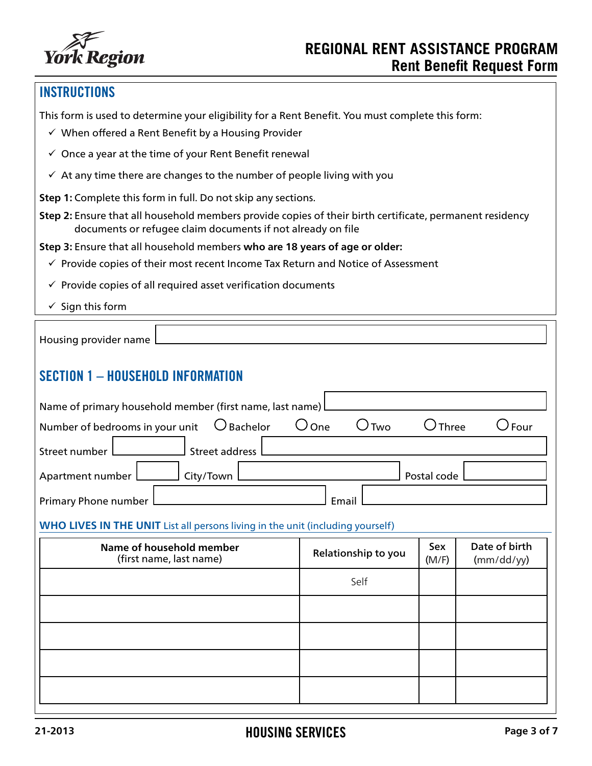# REGIONAL RENT ASSISTANCE PROGRAM
## Rent Benefit Request Form

## INSTRUCTIONS

This form is used to determine your eligibility for a Rent Benefit. You must complete this form:

- ✓ When offered a Rent Benefit by a Housing Provider
- ✓ Once a year at the time of your Rent Benefit renewal
- ✓ At any time there are changes to the number of people living with you

**Step 1:** Complete this form in full. Do not skip any sections.

**Step 2:** Ensure that all household members provide copies of their birth certificate, permanent residency documents or refugee claim documents if not already on file

**Step 3:** Ensure that all household members **who are 18 years of age or older:**

- ✓ Provide copies of their most recent Income Tax Return and Notice of Assessment
- ✓ Provide copies of all required asset verification documents
- ✓ Sign this form

Housing provider name ____________________

## SECTION 1 – HOUSEHOLD INFORMATION

Name of primary household member (first name, last name) ____________________

Number of bedrooms in your unit ○ Bachelor ○ One ○ Two ○ Three ○ Four

Street number __________ Street address ____________________

Apartment number __________ City/Town ____________________ Postal code __________

Primary Phone number ____________________ Email ____________________

**WHO LIVES IN THE UNIT** List all persons living in the unit (including yourself)

| **Name of household member** (first name, last name) | **Relationship to you** | **Sex** (M/F) | **Date of birth** (mm/dd/yy) |
|---|---|---|---|
| | Self | | |
| | | | |
| | | | |
| | | | |
| | | | |

21-2013

HOUSING SERVICES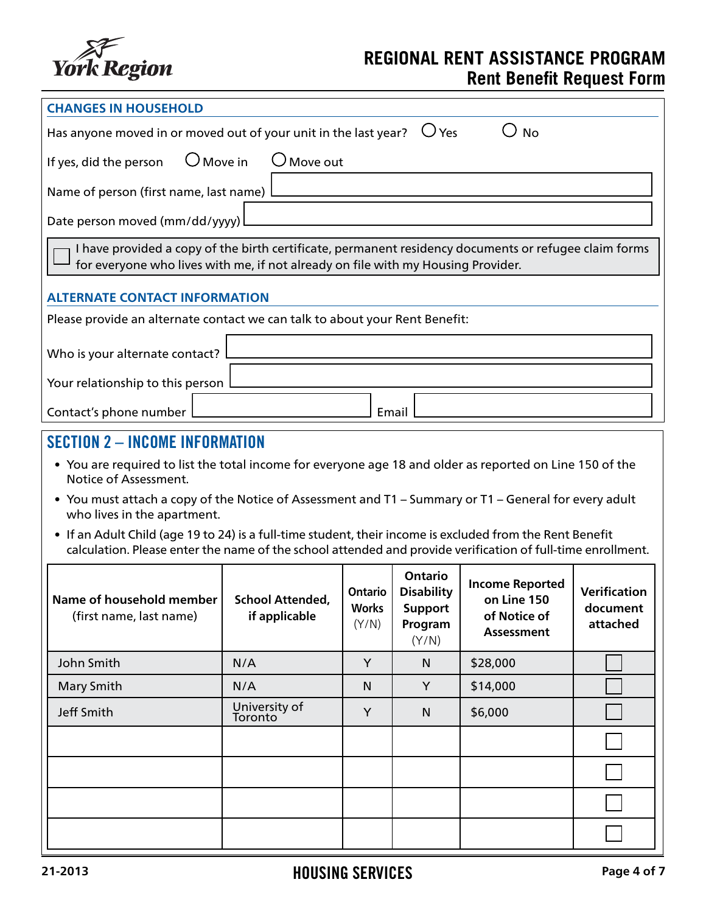### CHANGES IN HOUSEHOLD

Has anyone moved in or moved out of your unit in the last year? ○ Yes ○ No

If yes, did the person ○ Move in ○ Move out

Name of person (first name, last name) ______________________

Date person moved (mm/dd/yyyy) ______________________

☐ I have provided a copy of the birth certificate, permanent residency documents or refugee claim forms for everyone who lives with me, if not already on file with my Housing Provider.

### ALTERNATE CONTACT INFORMATION

Please provide an alternate contact we can talk to about your Rent Benefit:

Who is your alternate contact? ______________________

Your relationship to this person ______________________

Contact's phone number ______________________ Email ______________________

## SECTION 2 – INCOME INFORMATION

- You are required to list the total income for everyone age 18 and older as reported on Line 150 of the Notice of Assessment.
- You must attach a copy of the Notice of Assessment and T1 – Summary or T1 – General for every adult who lives in the apartment.
- If an Adult Child (age 19 to 24) is a full-time student, their income is excluded from the Rent Benefit calculation. Please enter the name of the school attended and provide verification of full-time enrollment.

| Name of household member (first name, last name) | School Attended, if applicable | Ontario Works (Y/N) | Ontario Disability Support Program (Y/N) | Income Reported on Line 150 of Notice of Assessment | Verification document attached |
|---|---|---|---|---|---|
| John Smith | N/A | Y | N | $28,000 | ☐ |
| Mary Smith | N/A | N | Y | $14,000 | ☐ |
| Jeff Smith | University of Toronto | Y | N | $6,000 | ☐ |
| | | | | | ☐ |
| | | | | | ☐ |
| | | | | | ☐ |
| | | | | | ☐ |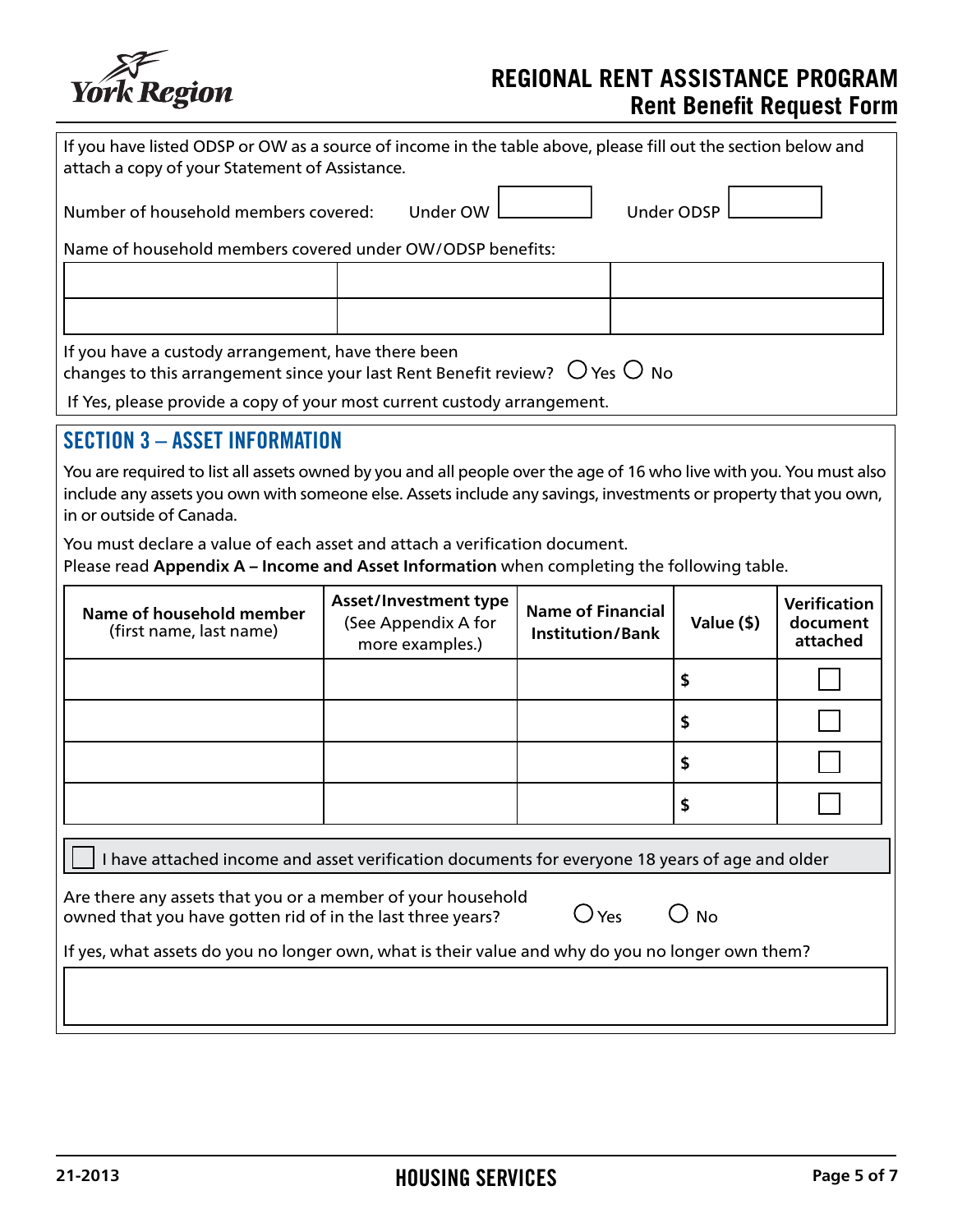If you have listed ODSP or OW as a source of income in the table above, please fill out the section below and attach a copy of your Statement of Assistance.

Number of household members covered: Under OW ______ Under ODSP ______

Name of household members covered under OW/ODSP benefits:

| | | |
|---|---|---|
| | | |
| | | |

If you have a custody arrangement, have there been changes to this arrangement since your last Rent Benefit review? ○ Yes ○ No

If Yes, please provide a copy of your most current custody arrangement.

## SECTION 3 – ASSET INFORMATION

You are required to list all assets owned by you and all people over the age of 16 who live with you. You must also include any assets you own with someone else. Assets include any savings, investments or property that you own, in or outside of Canada.

You must declare a value of each asset and attach a verification document.
Please read **Appendix A – Income and Asset Information** when completing the following table.

| Name of household member (first name, last name) | Asset/Investment type (See Appendix A for more examples.) | Name of Financial Institution/Bank | Value ($) | Verification document attached |
|---|---|---|---|---|
| | | | $ | ☐ |
| | | | $ | ☐ |
| | | | $ | ☐ |
| | | | $ | ☐ |

☐ I have attached income and asset verification documents for everyone 18 years of age and older

Are there any assets that you or a member of your household owned that you have gotten rid of in the last three years? ○ Yes ○ No

If yes, what assets do you no longer own, what is their value and why do you no longer own them?

______________________________________________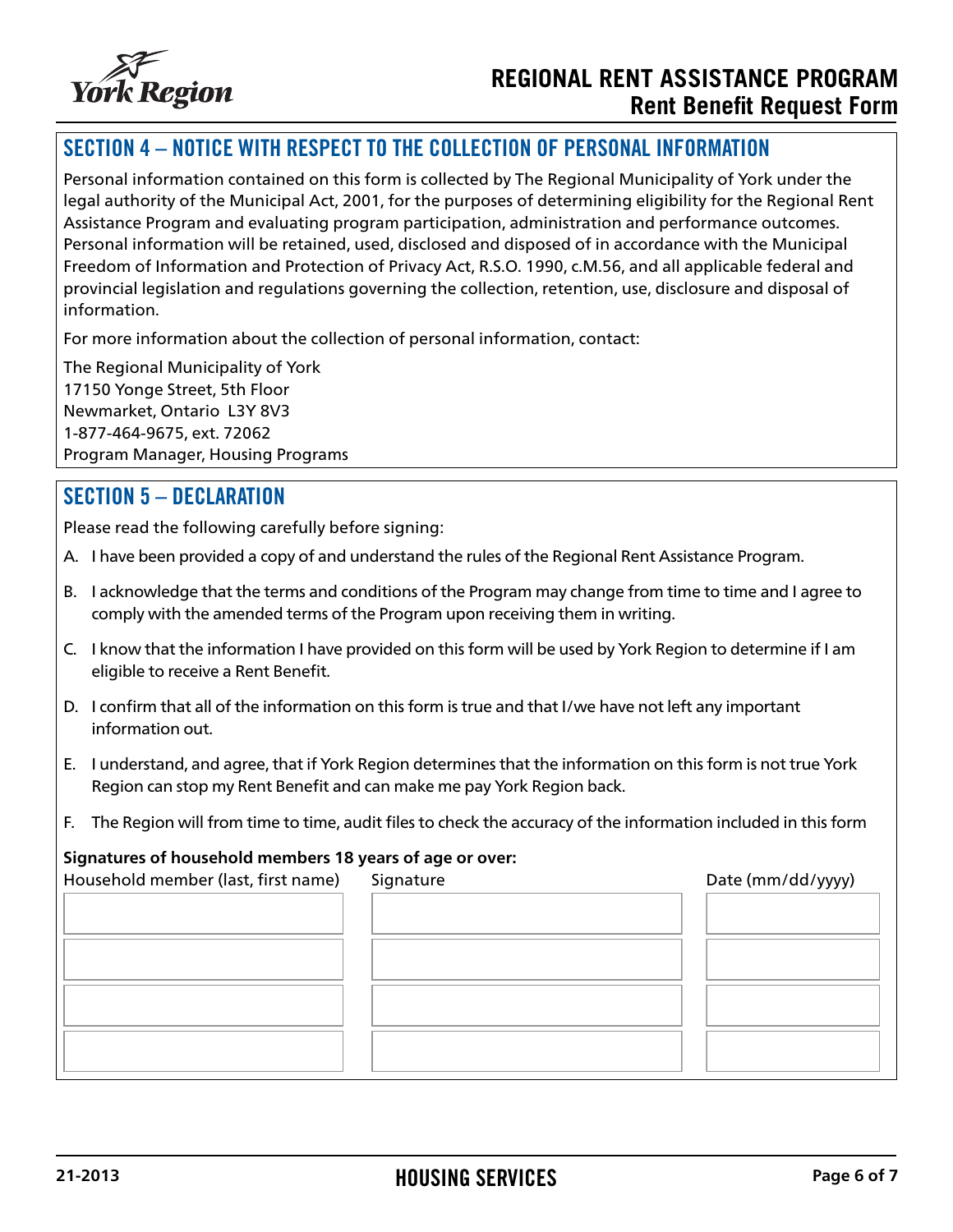# REGIONAL RENT ASSISTANCE PROGRAM
## Rent Benefit Request Form

## SECTION 4 – NOTICE WITH RESPECT TO THE COLLECTION OF PERSONAL INFORMATION

Personal information contained on this form is collected by The Regional Municipality of York under the legal authority of the Municipal Act, 2001, for the purposes of determining eligibility for the Regional Rent Assistance Program and evaluating program participation, administration and performance outcomes. Personal information will be retained, used, disclosed and disposed of in accordance with the Municipal Freedom of Information and Protection of Privacy Act, R.S.O. 1990, c.M.56, and all applicable federal and provincial legislation and regulations governing the collection, retention, use, disclosure and disposal of information.

For more information about the collection of personal information, contact:

The Regional Municipality of York
17150 Yonge Street, 5th Floor
Newmarket, Ontario L3Y 8V3
1-877-464-9675, ext. 72062
Program Manager, Housing Programs

## SECTION 5 – DECLARATION

Please read the following carefully before signing:

A. I have been provided a copy of and understand the rules of the Regional Rent Assistance Program.

B. I acknowledge that the terms and conditions of the Program may change from time to time and I agree to comply with the amended terms of the Program upon receiving them in writing.

C. I know that the information I have provided on this form will be used by York Region to determine if I am eligible to receive a Rent Benefit.

D. I confirm that all of the information on this form is true and that I/we have not left any important information out.

E. I understand, and agree, that if York Region determines that the information on this form is not true York Region can stop my Rent Benefit and can make me pay York Region back.

F. The Region will from time to time, audit files to check the accuracy of the information included in this form

**Signatures of household members 18 years of age or over:**

| Household member (last, first name) | Signature | Date (mm/dd/yyyy) |
|---|---|---|
| | | |
| | | |
| | | |
| | | |

21-2013 HOUSING SERVICES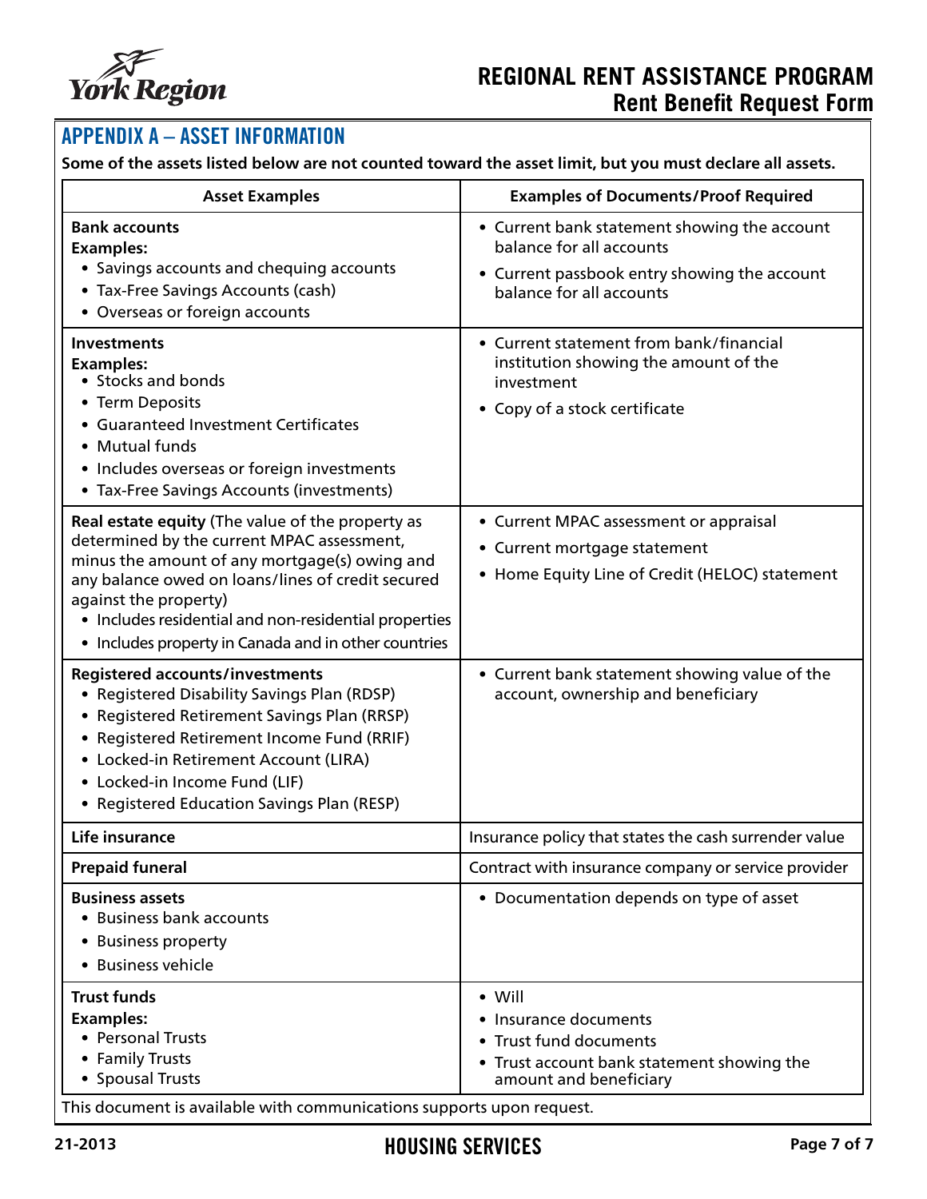## APPENDIX A – ASSET INFORMATION

**Some of the assets listed below are not counted toward the asset limit, but you must declare all assets.**

| Asset Examples | Examples of Documents/Proof Required |
|---|---|
| **Bank accounts**<br>**Examples:**<br>• Savings accounts and chequing accounts<br>• Tax-Free Savings Accounts (cash)<br>• Overseas or foreign accounts | • Current bank statement showing the account balance for all accounts<br>• Current passbook entry showing the account balance for all accounts |
| **Investments**<br>**Examples:**<br>• Stocks and bonds<br>• Term Deposits<br>• Guaranteed Investment Certificates<br>• Mutual funds<br>• Includes overseas or foreign investments<br>• Tax-Free Savings Accounts (investments) | • Current statement from bank/financial institution showing the amount of the investment<br>• Copy of a stock certificate |
| **Real estate equity** (The value of the property as determined by the current MPAC assessment, minus the amount of any mortgage(s) owing and any balance owed on loans/lines of credit secured against the property)<br>• Includes residential and non-residential properties<br>• Includes property in Canada and in other countries | • Current MPAC assessment or appraisal<br>• Current mortgage statement<br>• Home Equity Line of Credit (HELOC) statement |
| **Registered accounts/investments**<br>• Registered Disability Savings Plan (RDSP)<br>• Registered Retirement Savings Plan (RRSP)<br>• Registered Retirement Income Fund (RRIF)<br>• Locked-in Retirement Account (LIRA)<br>• Locked-in Income Fund (LIF)<br>• Registered Education Savings Plan (RESP) | • Current bank statement showing value of the account, ownership and beneficiary |
| **Life insurance** | Insurance policy that states the cash surrender value |
| **Prepaid funeral** | Contract with insurance company or service provider |
| **Business assets**<br>• Business bank accounts<br>• Business property<br>• Business vehicle | • Documentation depends on type of asset |
| **Trust funds**<br>**Examples:**<br>• Personal Trusts<br>• Family Trusts<br>• Spousal Trusts | • Will<br>• Insurance documents<br>• Trust fund documents<br>• Trust account bank statement showing the amount and beneficiary |

This document is available with communications supports upon request.